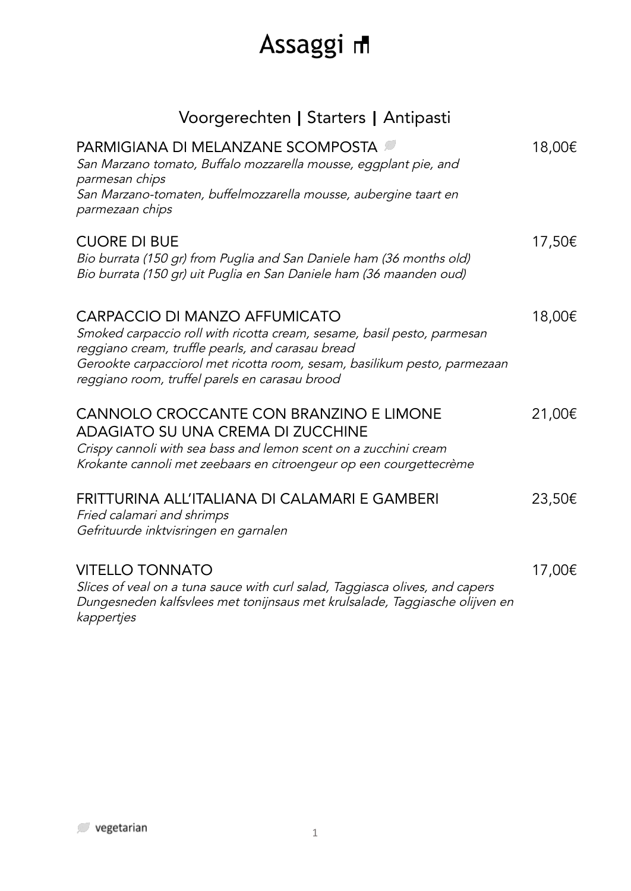# Assaggi

## Voorgerechten | Starters | Antipasti

**PARMIGIANA DI MELANZANE SCOMPOSTA** (vegetarian) — 18,00€

*San Marzano tomato, Buffalo mozzarella mousse, eggplant pie, and parmesan chips*
*San Marzano-tomaten, buffelmozzarella mousse, aubergine taart en parmezaan chips*

**CUORE DI BUE** — 17,50€

*Bio burrata (150 gr) from Puglia and San Daniele ham (36 months old)*
*Bio burrata (150 gr) uit Puglia en San Daniele ham (36 maanden oud)*

**CARPACCIO DI MANZO AFFUMICATO** — 18,00€

*Smoked carpaccio roll with ricotta cream, sesame, basil pesto, parmesan reggiano cream, truffle pearls, and carasau bread*
*Gerookte carpacciorol met ricotta room, sesam, basilikum pesto, parmezaan reggiano room, truffel parels en carasau brood*

**CANNOLO CROCCANTE CON BRANZINO E LIMONE ADAGIATO SU UNA CREMA DI ZUCCHINE** — 21,00€

*Crispy cannoli with sea bass and lemon scent on a zucchini cream*
*Krokante cannoli met zeebaars en citroengeur op een courgettecrème*

**FRITTURINA ALL'ITALIANA DI CALAMARI E GAMBERI** — 23,50€

*Fried calamari and shrimps*
*Gefrituurde inktvisringen en garnalen*

**VITELLO TONNATO** — 17,00€

*Slices of veal on a tuna sauce with curl salad, Taggiasca olives, and capers*
*Dungesneden kalfsvlees met tonijnsaus met krulsalade, Taggiasche olijven en kappertjes*

(leaf symbol) vegetarian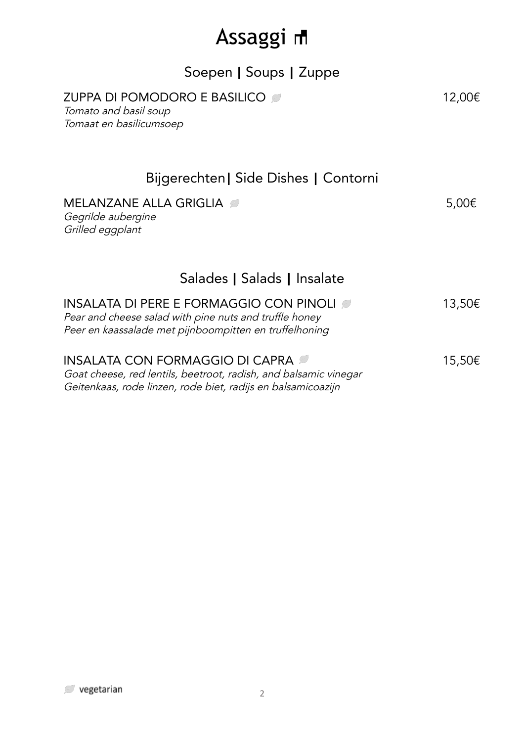# Assaggi

## Soepen | Soups | Zuppe

**ZUPPA DI POMODORO E BASILICO** 🌿 — 12,00€
*Tomato and basil soup*
*Tomaat en basilicumsoep*

## Bijgerechten | Side Dishes | Contorni

**MELANZANE ALLA GRIGLIA** 🌿 — 5,00€
*Gegrilde aubergine*
*Grilled eggplant*

## Salades | Salads | Insalate

**INSALATA DI PERE E FORMAGGIO CON PINOLI** 🌿 — 13,50€
*Pear and cheese salad with pine nuts and truffle honey*
*Peer en kaassalade met pijnboompitten en truffelhoning*

**INSALATA CON FORMAGGIO DI CAPRA** 🌿 — 15,50€
*Goat cheese, red lentils, beetroot, radish, and balsamic vinegar*
*Geitenkaas, rode linzen, rode biet, radijs en balsamicoazijn*

🌿 vegetarian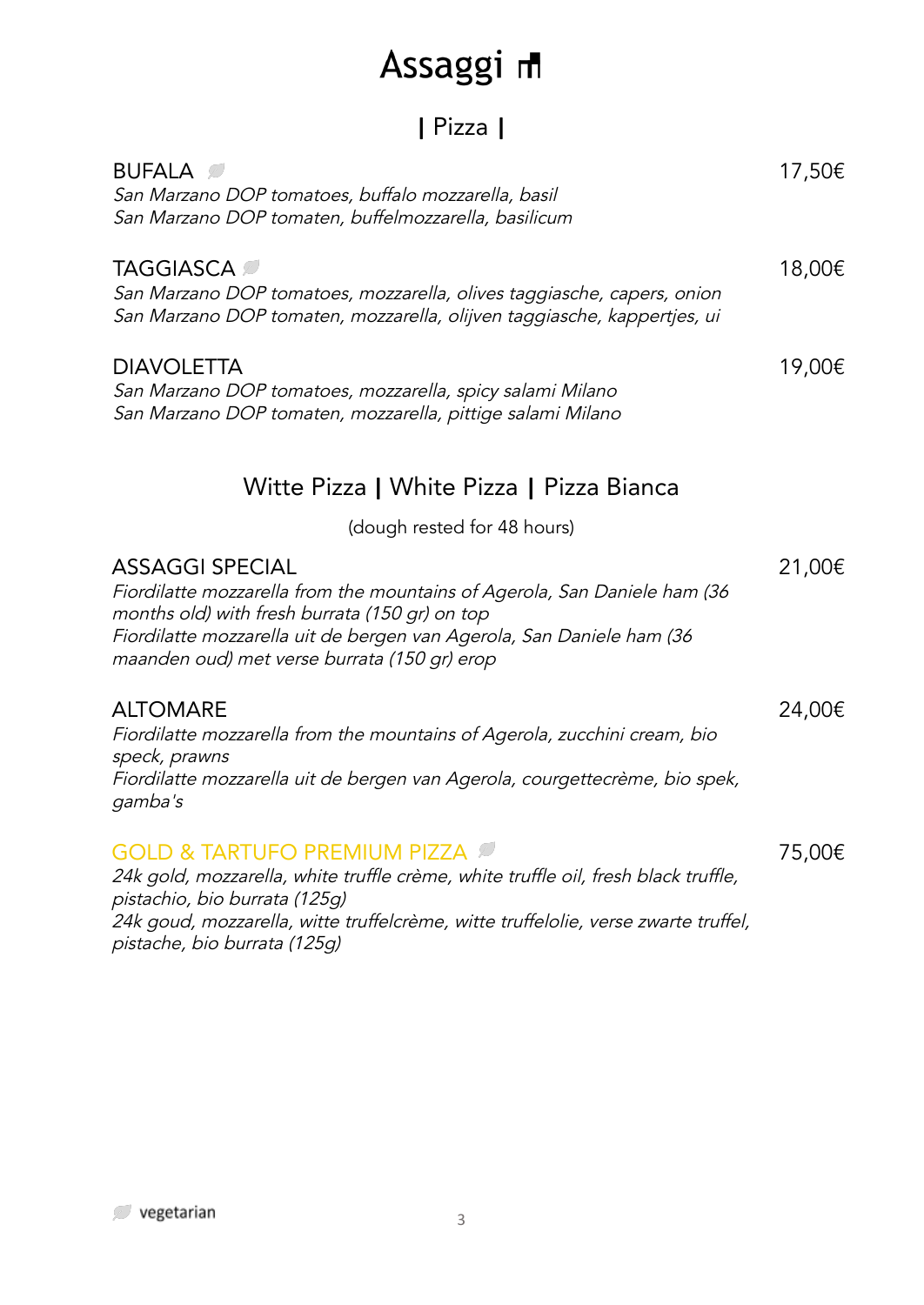# Assaggi

## | Pizza |

**BUFALA** 🌿 — 17,50€

*San Marzano DOP tomatoes, buffalo mozzarella, basil*
*San Marzano DOP tomaten, buffelmozzarella, basilicum*

**TAGGIASCA** 🌿 — 18,00€

*San Marzano DOP tomatoes, mozzarella, olives taggiasche, capers, onion*
*San Marzano DOP tomaten, mozzarella, olijven taggiasche, kappertjes, ui*

**DIAVOLETTA** — 19,00€

*San Marzano DOP tomatoes, mozzarella, spicy salami Milano*
*San Marzano DOP tomaten, mozzarella, pittige salami Milano*

## Witte Pizza | White Pizza | Pizza Bianca

(dough rested for 48 hours)

**ASSAGGI SPECIAL** — 21,00€

*Fiordilatte mozzarella from the mountains of Agerola, San Daniele ham (36 months old) with fresh burrata (150 gr) on top*
*Fiordilatte mozzarella uit de bergen van Agerola, San Daniele ham (36 maanden oud) met verse burrata (150 gr) erop*

**ALTOMARE** — 24,00€

*Fiordilatte mozzarella from the mountains of Agerola, zucchini cream, bio speck, prawns*
*Fiordilatte mozzarella uit de bergen van Agerola, courgettecrème, bio spek, gamba's*

**GOLD & TARTUFO PREMIUM PIZZA** 🌿 — 75,00€

*24k gold, mozzarella, white truffle crème, white truffle oil, fresh black truffle, pistachio, bio burrata (125g)*
*24k goud, mozzarella, witte truffelcrème, witte truffelolie, verse zwarte truffel, pistache, bio burrata (125g)*

🌿 vegetarian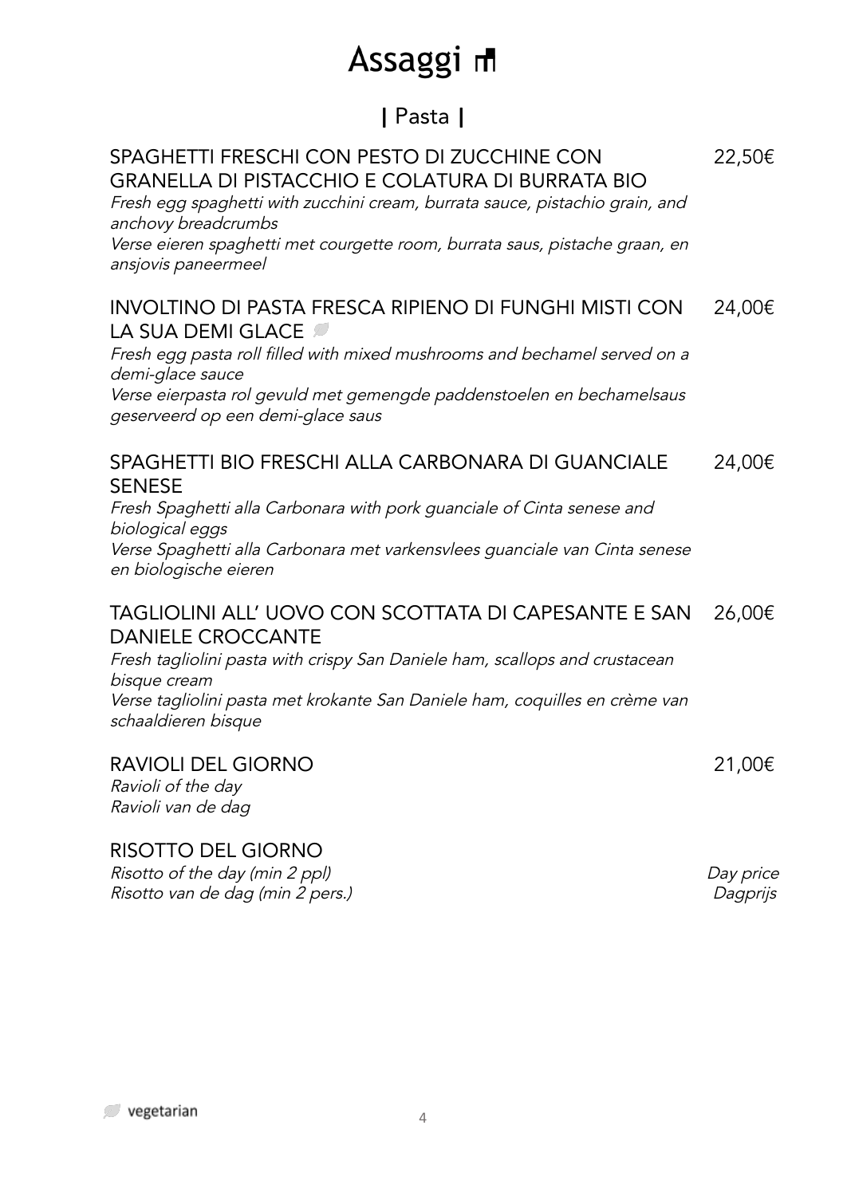# Assaggi

## | Pasta |

**SPAGHETTI FRESCHI CON PESTO DI ZUCCHINE CON GRANELLA DI PISTACCHIO E COLATURA DI BURRATA BIO** — 22,50€

*Fresh egg spaghetti with zucchini cream, burrata sauce, pistachio grain, and anchovy breadcrumbs*
*Verse eieren spaghetti met courgette room, burrata saus, pistache graan, en ansjovis paneermeel*

**INVOLTINO DI PASTA FRESCA RIPIENO DI FUNGHI MISTI CON LA SUA DEMI GLACE** (vegetarian) — 24,00€

*Fresh egg pasta roll filled with mixed mushrooms and bechamel served on a demi-glace sauce*
*Verse eierpasta rol gevuld met gemengde paddenstoelen en bechamelsaus geserveerd op een demi-glace saus*

**SPAGHETTI BIO FRESCHI ALLA CARBONARA DI GUANCIALE SENESE** — 24,00€

*Fresh Spaghetti alla Carbonara with pork guanciale of Cinta senese and biological eggs*
*Verse Spaghetti alla Carbonara met varkensvlees guanciale van Cinta senese en biologische eieren*

**TAGLIOLINI ALL' UOVO CON SCOTTATA DI CAPESANTE E SAN DANIELE CROCCANTE** — 26,00€

*Fresh tagliolini pasta with crispy San Daniele ham, scallops and crustacean bisque cream*
*Verse tagliolini pasta met krokante San Daniele ham, coquilles en crème van schaaldieren bisque*

**RAVIOLI DEL GIORNO** — 21,00€

*Ravioli of the day*
*Ravioli van de dag*

**RISOTTO DEL GIORNO**

*Risotto of the day (min 2 ppl)* — *Day price*
*Risotto van de dag (min 2 pers.)* — *Dagprijs*

vegetarian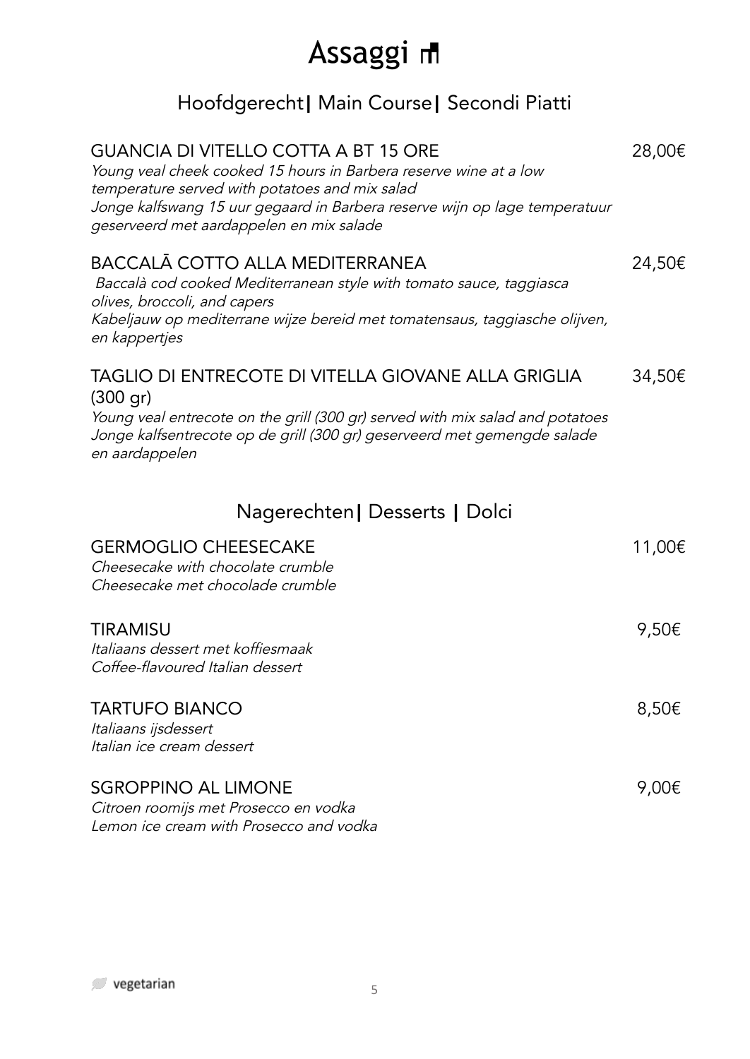# Assaggi

## Hoofdgerecht| Main Course| Secondi Piatti

GUANCIA DI VITELLO COTTA A BT 15 ORE — 28,00€

*Young veal cheek cooked 15 hours in Barbera reserve wine at a low temperature served with potatoes and mix salad*
*Jonge kalfswang 15 uur gegaard in Barbera reserve wijn op lage temperatuur geserveerd met aardappelen en mix salade*

BACCALĀ COTTO ALLA MEDITERRANEA — 24,50€

*Baccalà cod cooked Mediterranean style with tomato sauce, taggiasca olives, broccoli, and capers*
*Kabeljauw op mediterrane wijze bereid met tomatensaus, taggiasche olijven, en kappertjes*

TAGLIO DI ENTRECOTE DI VITELLA GIOVANE ALLA GRIGLIA (300 gr) — 34,50€

*Young veal entrecote on the grill (300 gr) served with mix salad and potatoes*
*Jonge kalfsentrecote op de grill (300 gr) geserveerd met gemengde salade en aardappelen*

## Nagerechten| Desserts | Dolci

GERMOGLIO CHEESECAKE — 11,00€

*Cheesecake with chocolate crumble*
*Cheesecake met chocolade crumble*

TIRAMISU — 9,50€

*Italiaans dessert met koffiesmaak*
*Coffee-flavoured Italian dessert*

TARTUFO BIANCO — 8,50€

*Italiaans ijsdessert*
*Italian ice cream dessert*

SGROPPINO AL LIMONE — 9,00€

*Citroen roomijs met Prosecco en vodka*
*Lemon ice cream with Prosecco and vodka*

vegetarian